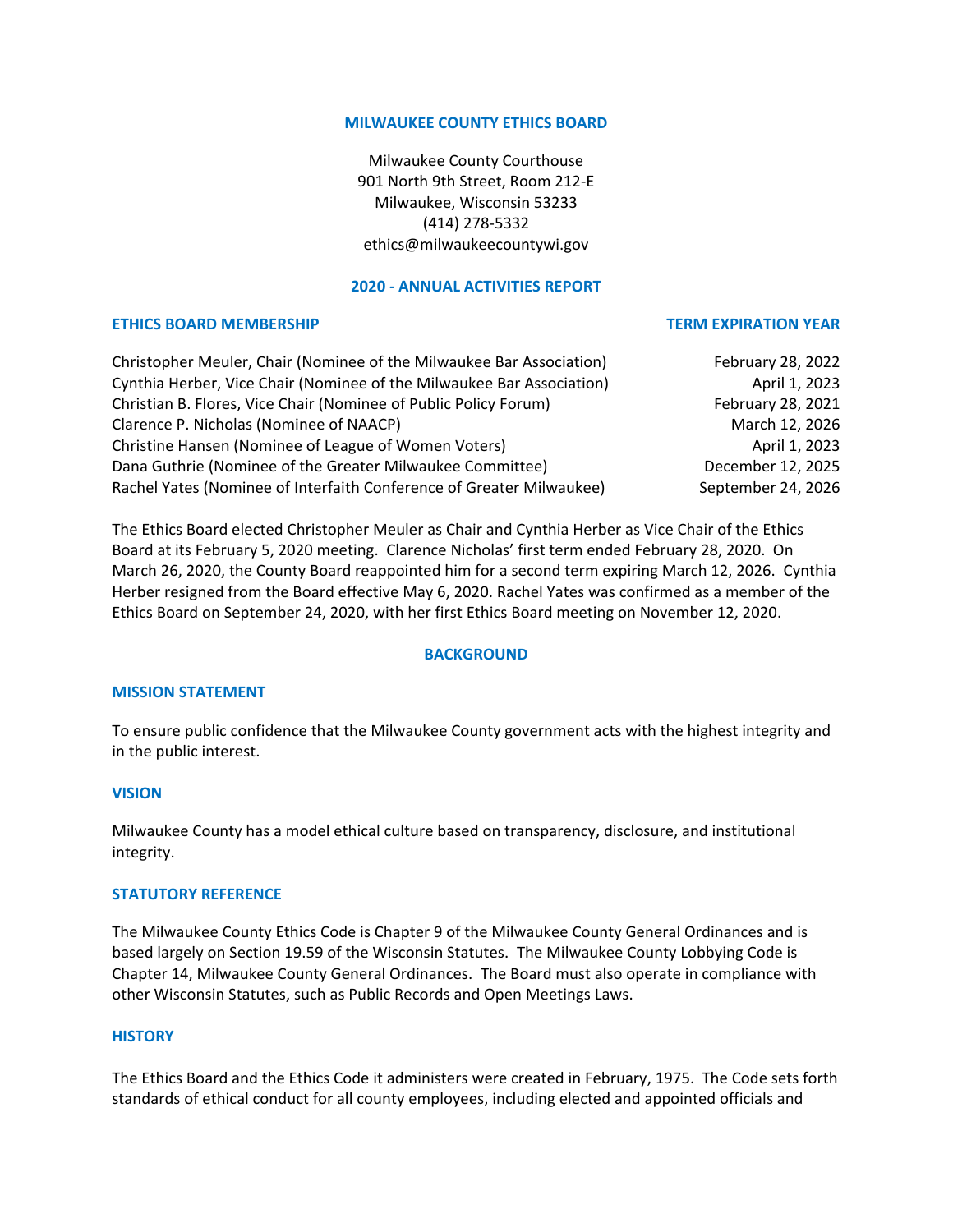**MILWAUKEE COUNTY ETHICS BOARD**

Milwaukee County Courthouse
901 North 9th Street, Room 212-E
Milwaukee, Wisconsin 53233
(414) 278-5332
ethics@milwaukeecountywi.gov

## 2020 - ANNUAL ACTIVITIES REPORT

| ETHICS BOARD MEMBERSHIP | TERM EXPIRATION YEAR |
| --- | --- |
| Christopher Meuler, Chair (Nominee of the Milwaukee Bar Association) | February 28, 2022 |
| Cynthia Herber, Vice Chair (Nominee of the Milwaukee Bar Association) | April 1, 2023 |
| Christian B. Flores, Vice Chair (Nominee of Public Policy Forum) | February 28, 2021 |
| Clarence P. Nicholas (Nominee of NAACP) | March 12, 2026 |
| Christine Hansen (Nominee of League of Women Voters) | April 1, 2023 |
| Dana Guthrie (Nominee of the Greater Milwaukee Committee) | December 12, 2025 |
| Rachel Yates (Nominee of Interfaith Conference of Greater Milwaukee) | September 24, 2026 |

The Ethics Board elected Christopher Meuler as Chair and Cynthia Herber as Vice Chair of the Ethics Board at its February 5, 2020 meeting. Clarence Nicholas' first term ended February 28, 2020. On March 26, 2020, the County Board reappointed him for a second term expiring March 12, 2026. Cynthia Herber resigned from the Board effective May 6, 2020. Rachel Yates was confirmed as a member of the Ethics Board on September 24, 2020, with her first Ethics Board meeting on November 12, 2020.

## BACKGROUND

### MISSION STATEMENT

To ensure public confidence that the Milwaukee County government acts with the highest integrity and in the public interest.

### VISION

Milwaukee County has a model ethical culture based on transparency, disclosure, and institutional integrity.

### STATUTORY REFERENCE

The Milwaukee County Ethics Code is Chapter 9 of the Milwaukee County General Ordinances and is based largely on Section 19.59 of the Wisconsin Statutes. The Milwaukee County Lobbying Code is Chapter 14, Milwaukee County General Ordinances. The Board must also operate in compliance with other Wisconsin Statutes, such as Public Records and Open Meetings Laws.

### HISTORY

The Ethics Board and the Ethics Code it administers were created in February, 1975. The Code sets forth standards of ethical conduct for all county employees, including elected and appointed officials and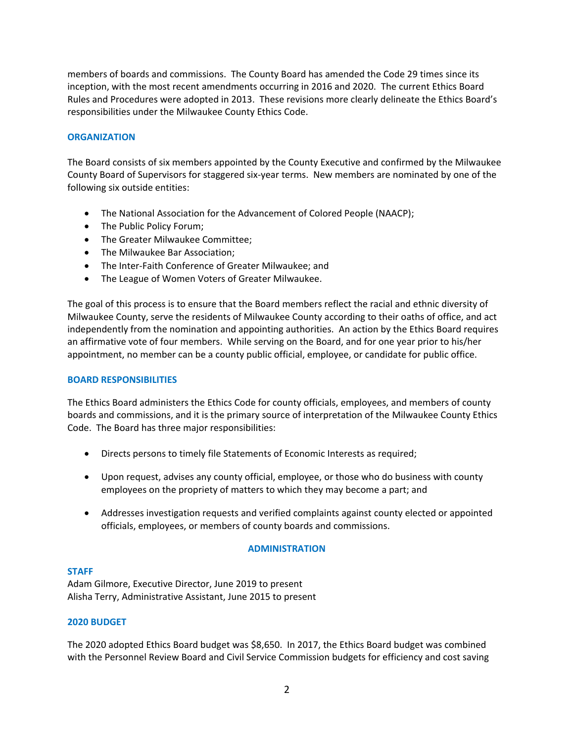members of boards and commissions. The County Board has amended the Code 29 times since its inception, with the most recent amendments occurring in 2016 and 2020. The current Ethics Board Rules and Procedures were adopted in 2013. These revisions more clearly delineate the Ethics Board's responsibilities under the Milwaukee County Ethics Code.

## ORGANIZATION

The Board consists of six members appointed by the County Executive and confirmed by the Milwaukee County Board of Supervisors for staggered six-year terms. New members are nominated by one of the following six outside entities:

- The National Association for the Advancement of Colored People (NAACP);
- The Public Policy Forum;
- The Greater Milwaukee Committee;
- The Milwaukee Bar Association;
- The Inter-Faith Conference of Greater Milwaukee; and
- The League of Women Voters of Greater Milwaukee.

The goal of this process is to ensure that the Board members reflect the racial and ethnic diversity of Milwaukee County, serve the residents of Milwaukee County according to their oaths of office, and act independently from the nomination and appointing authorities. An action by the Ethics Board requires an affirmative vote of four members. While serving on the Board, and for one year prior to his/her appointment, no member can be a county public official, employee, or candidate for public office.

## BOARD RESPONSIBILITIES

The Ethics Board administers the Ethics Code for county officials, employees, and members of county boards and commissions, and it is the primary source of interpretation of the Milwaukee County Ethics Code. The Board has three major responsibilities:

- Directs persons to timely file Statements of Economic Interests as required;
- Upon request, advises any county official, employee, or those who do business with county employees on the propriety of matters to which they may become a part; and
- Addresses investigation requests and verified complaints against county elected or appointed officials, employees, or members of county boards and commissions.

# ADMINISTRATION

## STAFF

Adam Gilmore, Executive Director, June 2019 to present
Alisha Terry, Administrative Assistant, June 2015 to present

## 2020 BUDGET

The 2020 adopted Ethics Board budget was $8,650. In 2017, the Ethics Board budget was combined with the Personnel Review Board and Civil Service Commission budgets for efficiency and cost saving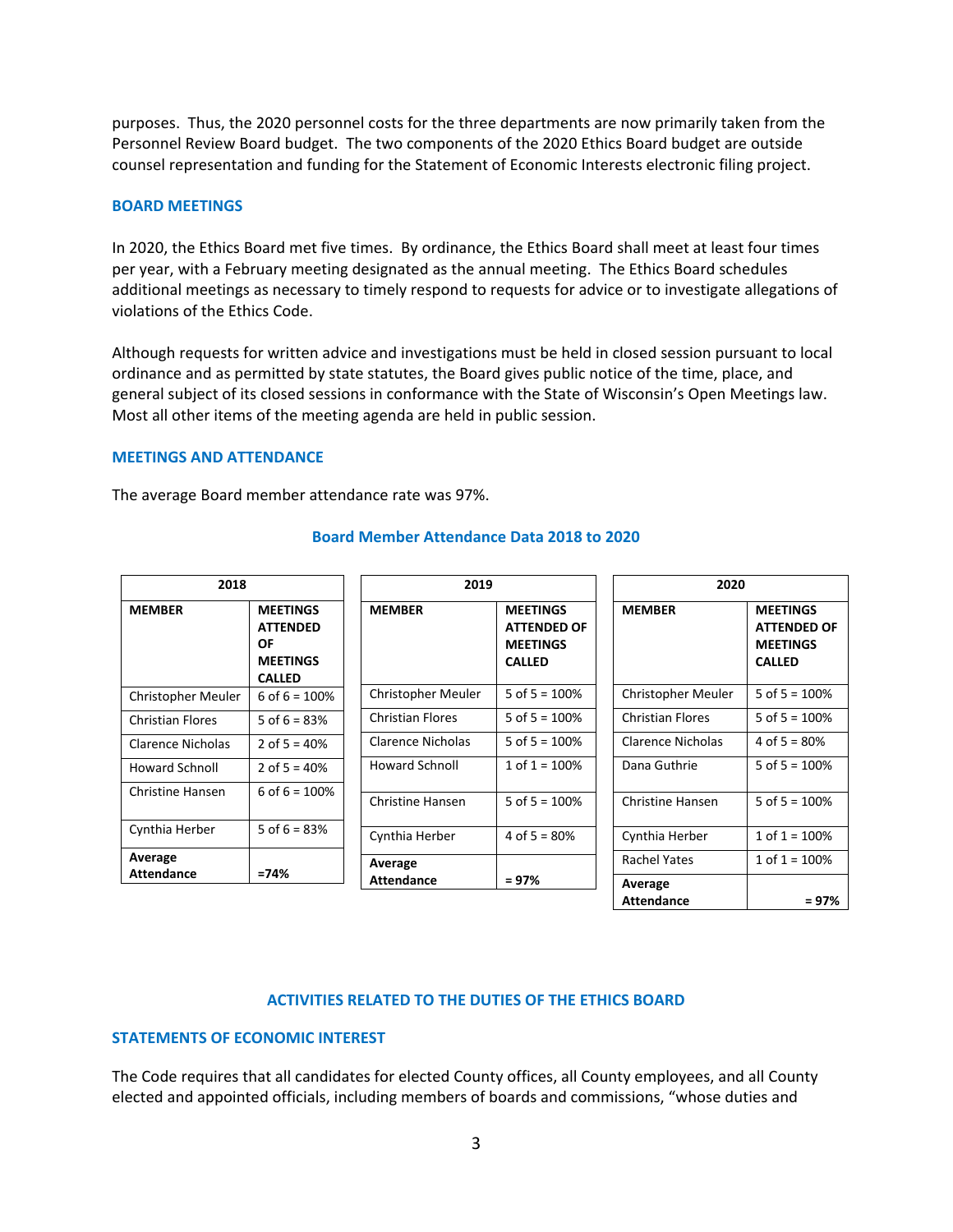purposes. Thus, the 2020 personnel costs for the three departments are now primarily taken from the Personnel Review Board budget. The two components of the 2020 Ethics Board budget are outside counsel representation and funding for the Statement of Economic Interests electronic filing project.

## BOARD MEETINGS

In 2020, the Ethics Board met five times. By ordinance, the Ethics Board shall meet at least four times per year, with a February meeting designated as the annual meeting. The Ethics Board schedules additional meetings as necessary to timely respond to requests for advice or to investigate allegations of violations of the Ethics Code.

Although requests for written advice and investigations must be held in closed session pursuant to local ordinance and as permitted by state statutes, the Board gives public notice of the time, place, and general subject of its closed sessions in conformance with the State of Wisconsin's Open Meetings law. Most all other items of the meeting agenda are held in public session.

## MEETINGS AND ATTENDANCE

The average Board member attendance rate was 97%.

### Board Member Attendance Data 2018 to 2020

| 2018 | |
|---|---|
| **MEMBER** | **MEETINGS ATTENDED OF MEETINGS CALLED** |
| Christopher Meuler | 6 of 6 = 100% |
| Christian Flores | 5 of 6 = 83% |
| Clarence Nicholas | 2 of 5 = 40% |
| Howard Schnoll | 2 of 5 = 40% |
| Christine Hansen | 6 of 6 = 100% |
| Cynthia Herber | 5 of 6 = 83% |
| **Average Attendance** | **=74%** |

| 2019 | |
|---|---|
| **MEMBER** | **MEETINGS ATTENDED OF MEETINGS CALLED** |
| Christopher Meuler | 5 of 5 = 100% |
| Christian Flores | 5 of 5 = 100% |
| Clarence Nicholas | 5 of 5 = 100% |
| Howard Schnoll | 1 of 1 = 100% |
| Christine Hansen | 5 of 5 = 100% |
| Cynthia Herber | 4 of 5 = 80% |
| **Average Attendance** | **= 97%** |

| 2020 | |
|---|---|
| **MEMBER** | **MEETINGS ATTENDED OF MEETINGS CALLED** |
| Christopher Meuler | 5 of 5 = 100% |
| Christian Flores | 5 of 5 = 100% |
| Clarence Nicholas | 4 of 5 = 80% |
| Dana Guthrie | 5 of 5 = 100% |
| Christine Hansen | 5 of 5 = 100% |
| Cynthia Herber | 1 of 1 = 100% |
| Rachel Yates | 1 of 1 = 100% |
| **Average Attendance** | **= 97%** |

## ACTIVITIES RELATED TO THE DUTIES OF THE ETHICS BOARD

## STATEMENTS OF ECONOMIC INTEREST

The Code requires that all candidates for elected County offices, all County employees, and all County elected and appointed officials, including members of boards and commissions, "whose duties and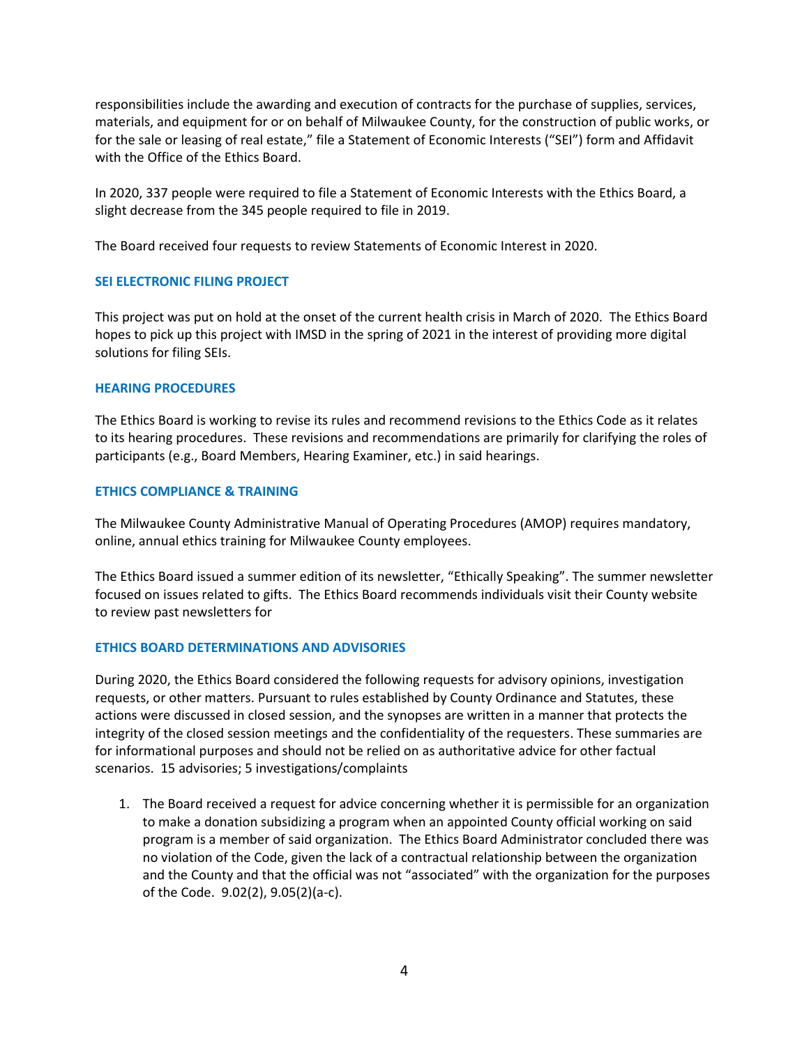responsibilities include the awarding and execution of contracts for the purchase of supplies, services, materials, and equipment for or on behalf of Milwaukee County, for the construction of public works, or for the sale or leasing of real estate," file a Statement of Economic Interests ("SEI") form and Affidavit with the Office of the Ethics Board.

In 2020, 337 people were required to file a Statement of Economic Interests with the Ethics Board, a slight decrease from the 345 people required to file in 2019.

The Board received four requests to review Statements of Economic Interest in 2020.

## SEI ELECTRONIC FILING PROJECT

This project was put on hold at the onset of the current health crisis in March of 2020. The Ethics Board hopes to pick up this project with IMSD in the spring of 2021 in the interest of providing more digital solutions for filing SEIs.

## HEARING PROCEDURES

The Ethics Board is working to revise its rules and recommend revisions to the Ethics Code as it relates to its hearing procedures. These revisions and recommendations are primarily for clarifying the roles of participants (e.g., Board Members, Hearing Examiner, etc.) in said hearings.

## ETHICS COMPLIANCE & TRAINING

The Milwaukee County Administrative Manual of Operating Procedures (AMOP) requires mandatory, online, annual ethics training for Milwaukee County employees.

The Ethics Board issued a summer edition of its newsletter, "Ethically Speaking". The summer newsletter focused on issues related to gifts. The Ethics Board recommends individuals visit their County website to review past newsletters for

## ETHICS BOARD DETERMINATIONS AND ADVISORIES

During 2020, the Ethics Board considered the following requests for advisory opinions, investigation requests, or other matters. Pursuant to rules established by County Ordinance and Statutes, these actions were discussed in closed session, and the synopses are written in a manner that protects the integrity of the closed session meetings and the confidentiality of the requesters. These summaries are for informational purposes and should not be relied on as authoritative advice for other factual scenarios. 15 advisories; 5 investigations/complaints

1. The Board received a request for advice concerning whether it is permissible for an organization to make a donation subsidizing a program when an appointed County official working on said program is a member of said organization. The Ethics Board Administrator concluded there was no violation of the Code, given the lack of a contractual relationship between the organization and the County and that the official was not "associated" with the organization for the purposes of the Code. 9.02(2), 9.05(2)(a-c).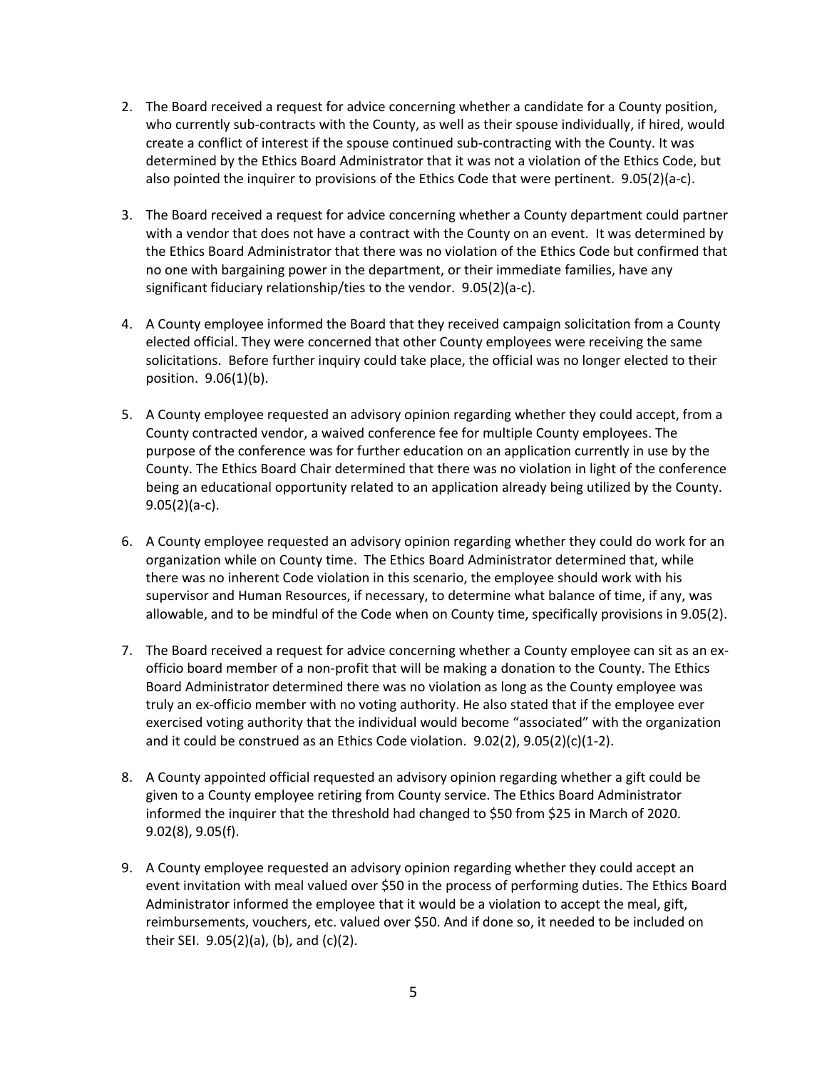2. The Board received a request for advice concerning whether a candidate for a County position, who currently sub-contracts with the County, as well as their spouse individually, if hired, would create a conflict of interest if the spouse continued sub-contracting with the County. It was determined by the Ethics Board Administrator that it was not a violation of the Ethics Code, but also pointed the inquirer to provisions of the Ethics Code that were pertinent. 9.05(2)(a-c).

3. The Board received a request for advice concerning whether a County department could partner with a vendor that does not have a contract with the County on an event. It was determined by the Ethics Board Administrator that there was no violation of the Ethics Code but confirmed that no one with bargaining power in the department, or their immediate families, have any significant fiduciary relationship/ties to the vendor. 9.05(2)(a-c).

4. A County employee informed the Board that they received campaign solicitation from a County elected official. They were concerned that other County employees were receiving the same solicitations. Before further inquiry could take place, the official was no longer elected to their position. 9.06(1)(b).

5. A County employee requested an advisory opinion regarding whether they could accept, from a County contracted vendor, a waived conference fee for multiple County employees. The purpose of the conference was for further education on an application currently in use by the County. The Ethics Board Chair determined that there was no violation in light of the conference being an educational opportunity related to an application already being utilized by the County. 9.05(2)(a-c).

6. A County employee requested an advisory opinion regarding whether they could do work for an organization while on County time. The Ethics Board Administrator determined that, while there was no inherent Code violation in this scenario, the employee should work with his supervisor and Human Resources, if necessary, to determine what balance of time, if any, was allowable, and to be mindful of the Code when on County time, specifically provisions in 9.05(2).

7. The Board received a request for advice concerning whether a County employee can sit as an ex-officio board member of a non-profit that will be making a donation to the County. The Ethics Board Administrator determined there was no violation as long as the County employee was truly an ex-officio member with no voting authority. He also stated that if the employee ever exercised voting authority that the individual would become "associated" with the organization and it could be construed as an Ethics Code violation. 9.02(2), 9.05(2)(c)(1-2).

8. A County appointed official requested an advisory opinion regarding whether a gift could be given to a County employee retiring from County service. The Ethics Board Administrator informed the inquirer that the threshold had changed to $50 from $25 in March of 2020. 9.02(8), 9.05(f).

9. A County employee requested an advisory opinion regarding whether they could accept an event invitation with meal valued over $50 in the process of performing duties. The Ethics Board Administrator informed the employee that it would be a violation to accept the meal, gift, reimbursements, vouchers, etc. valued over $50. And if done so, it needed to be included on their SEI. 9.05(2)(a), (b), and (c)(2).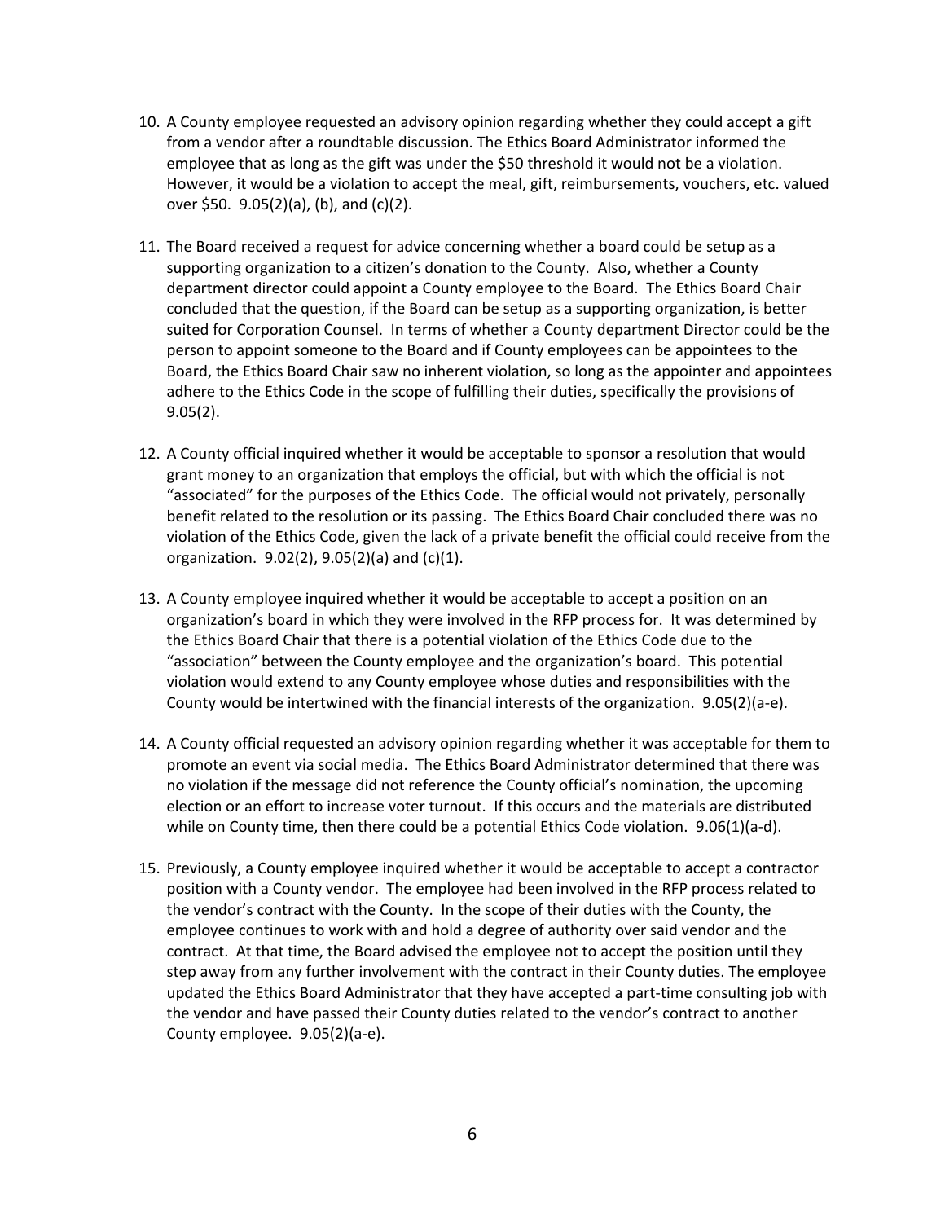10. A County employee requested an advisory opinion regarding whether they could accept a gift from a vendor after a roundtable discussion. The Ethics Board Administrator informed the employee that as long as the gift was under the $50 threshold it would not be a violation. However, it would be a violation to accept the meal, gift, reimbursements, vouchers, etc. valued over $50. 9.05(2)(a), (b), and (c)(2).

11. The Board received a request for advice concerning whether a board could be setup as a supporting organization to a citizen's donation to the County. Also, whether a County department director could appoint a County employee to the Board. The Ethics Board Chair concluded that the question, if the Board can be setup as a supporting organization, is better suited for Corporation Counsel. In terms of whether a County department Director could be the person to appoint someone to the Board and if County employees can be appointees to the Board, the Ethics Board Chair saw no inherent violation, so long as the appointer and appointees adhere to the Ethics Code in the scope of fulfilling their duties, specifically the provisions of 9.05(2).

12. A County official inquired whether it would be acceptable to sponsor a resolution that would grant money to an organization that employs the official, but with which the official is not "associated" for the purposes of the Ethics Code. The official would not privately, personally benefit related to the resolution or its passing. The Ethics Board Chair concluded there was no violation of the Ethics Code, given the lack of a private benefit the official could receive from the organization. 9.02(2), 9.05(2)(a) and (c)(1).

13. A County employee inquired whether it would be acceptable to accept a position on an organization's board in which they were involved in the RFP process for. It was determined by the Ethics Board Chair that there is a potential violation of the Ethics Code due to the "association" between the County employee and the organization's board. This potential violation would extend to any County employee whose duties and responsibilities with the County would be intertwined with the financial interests of the organization. 9.05(2)(a-e).

14. A County official requested an advisory opinion regarding whether it was acceptable for them to promote an event via social media. The Ethics Board Administrator determined that there was no violation if the message did not reference the County official's nomination, the upcoming election or an effort to increase voter turnout. If this occurs and the materials are distributed while on County time, then there could be a potential Ethics Code violation. 9.06(1)(a-d).

15. Previously, a County employee inquired whether it would be acceptable to accept a contractor position with a County vendor. The employee had been involved in the RFP process related to the vendor's contract with the County. In the scope of their duties with the County, the employee continues to work with and hold a degree of authority over said vendor and the contract. At that time, the Board advised the employee not to accept the position until they step away from any further involvement with the contract in their County duties. The employee updated the Ethics Board Administrator that they have accepted a part-time consulting job with the vendor and have passed their County duties related to the vendor's contract to another County employee. 9.05(2)(a-e).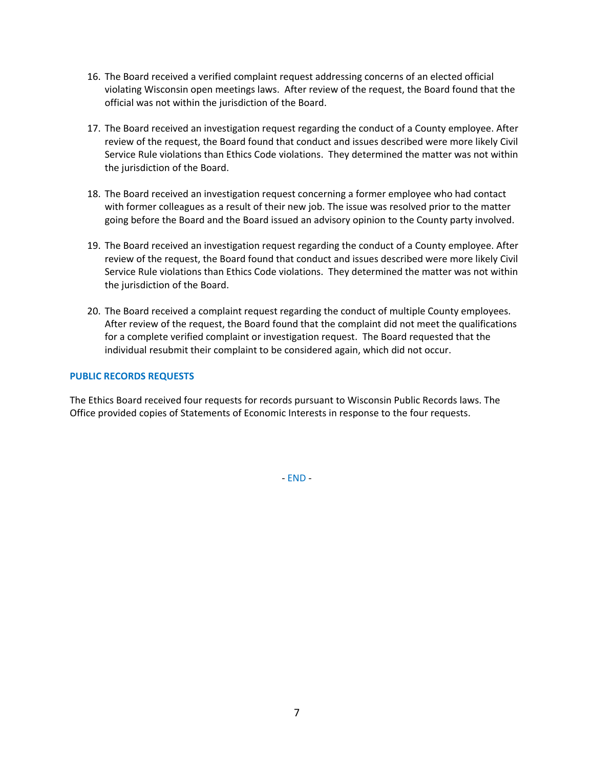16. The Board received a verified complaint request addressing concerns of an elected official violating Wisconsin open meetings laws. After review of the request, the Board found that the official was not within the jurisdiction of the Board.

17. The Board received an investigation request regarding the conduct of a County employee. After review of the request, the Board found that conduct and issues described were more likely Civil Service Rule violations than Ethics Code violations. They determined the matter was not within the jurisdiction of the Board.

18. The Board received an investigation request concerning a former employee who had contact with former colleagues as a result of their new job. The issue was resolved prior to the matter going before the Board and the Board issued an advisory opinion to the County party involved.

19. The Board received an investigation request regarding the conduct of a County employee. After review of the request, the Board found that conduct and issues described were more likely Civil Service Rule violations than Ethics Code violations. They determined the matter was not within the jurisdiction of the Board.

20. The Board received a complaint request regarding the conduct of multiple County employees. After review of the request, the Board found that the complaint did not meet the qualifications for a complete verified complaint or investigation request. The Board requested that the individual resubmit their complaint to be considered again, which did not occur.

## PUBLIC RECORDS REQUESTS

The Ethics Board received four requests for records pursuant to Wisconsin Public Records laws. The Office provided copies of Statements of Economic Interests in response to the four requests.

- END -